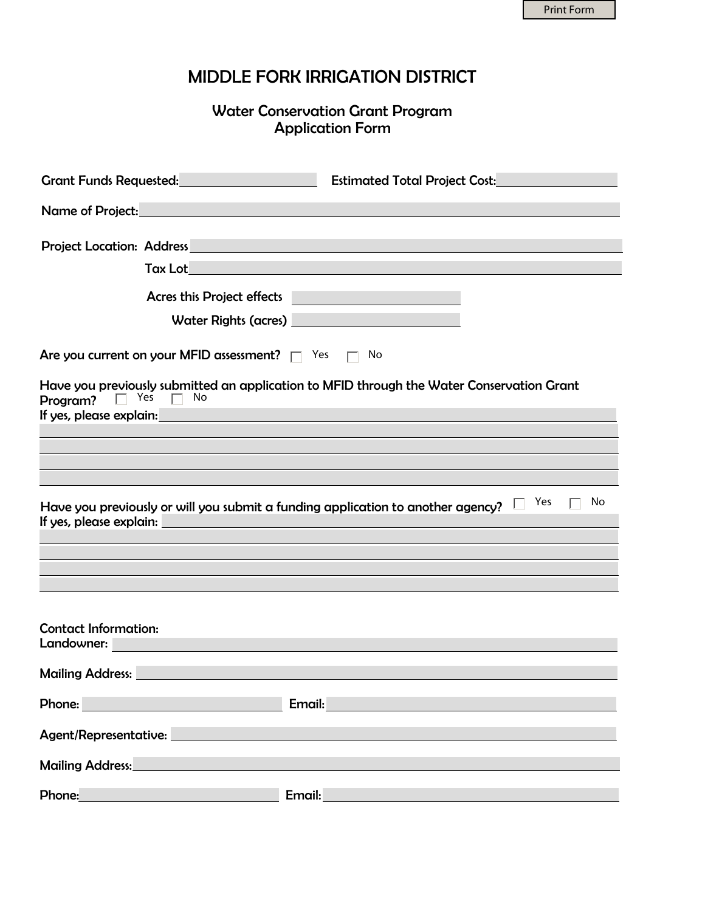# MIDDLE FORK IRRIGATION DISTRICT

## Water Conservation Grant Program
## Application Form

Grant Funds Requested: ____________________ Estimated Total Project Cost: ____________________

Name of Project: ____________________

Project Location: Address ____________________

Tax Lot ____________________

Acres this Project effects ____________________

Water Rights (acres) ____________________

Are you current on your MFID assessment? ☐ Yes ☐ No

Have you previously submitted an application to MFID through the Water Conservation Grant Program? ☐ Yes ☐ No

If yes, please explain: ____________________

Have you previously or will you submit a funding application to another agency? ☐ Yes ☐ No

If yes, please explain: ____________________

Contact Information:

Landowner: ____________________

Mailing Address: ____________________

Phone: ____________________ Email: ____________________

Agent/Representative: ____________________

Mailing Address: ____________________

Phone: ____________________ Email: ____________________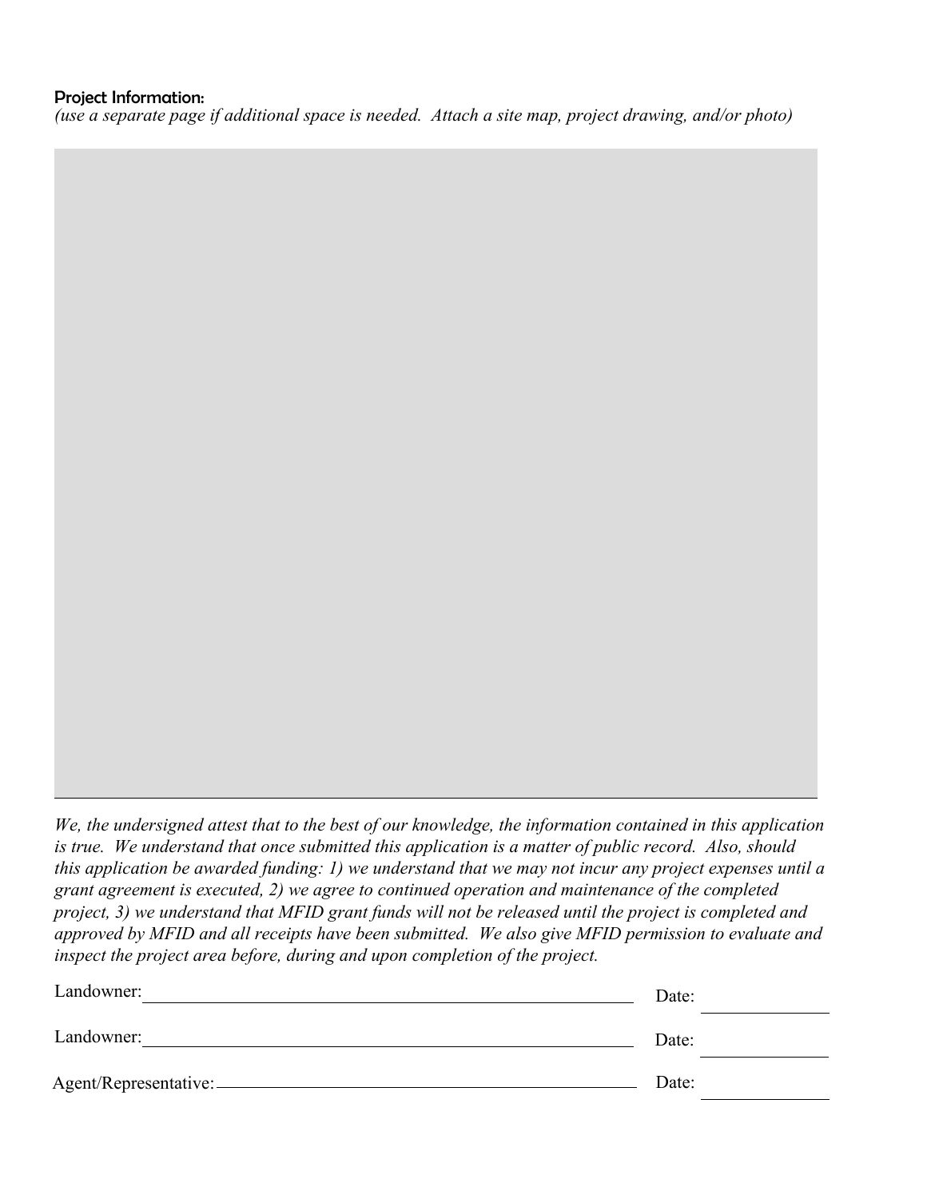**Project Information:**

*(use a separate page if additional space is needed. Attach a site map, project drawing, and/or photo)*

*We, the undersigned attest that to the best of our knowledge, the information contained in this application is true. We understand that once submitted this application is a matter of public record. Also, should this application be awarded funding: 1) we understand that we may not incur any project expenses until a grant agreement is executed, 2) we agree to continued operation and maintenance of the completed project, 3) we understand that MFID grant funds will not be released until the project is completed and approved by MFID and all receipts have been submitted. We also give MFID permission to evaluate and inspect the project area before, during and upon completion of the project.*

Landownerː\_\_\_\_\_\_\_\_\_\_\_\_\_\_\_\_\_\_\_\_\_\_\_\_\_\_\_\_\_\_\_\_\_\_\_\_\_\_\_\_ Dateː \_\_\_\_\_\_\_\_\_\_

Landownerː\_\_\_\_\_\_\_\_\_\_\_\_\_\_\_\_\_\_\_\_\_\_\_\_\_\_\_\_\_\_\_\_\_\_\_\_\_\_\_\_ Dateː \_\_\_\_\_\_\_\_\_\_

Agent/Representativeː\_\_\_\_\_\_\_\_\_\_\_\_\_\_\_\_\_\_\_\_\_\_\_\_\_\_\_\_\_\_\_\_\_\_ Dateː \_\_\_\_\_\_\_\_\_\_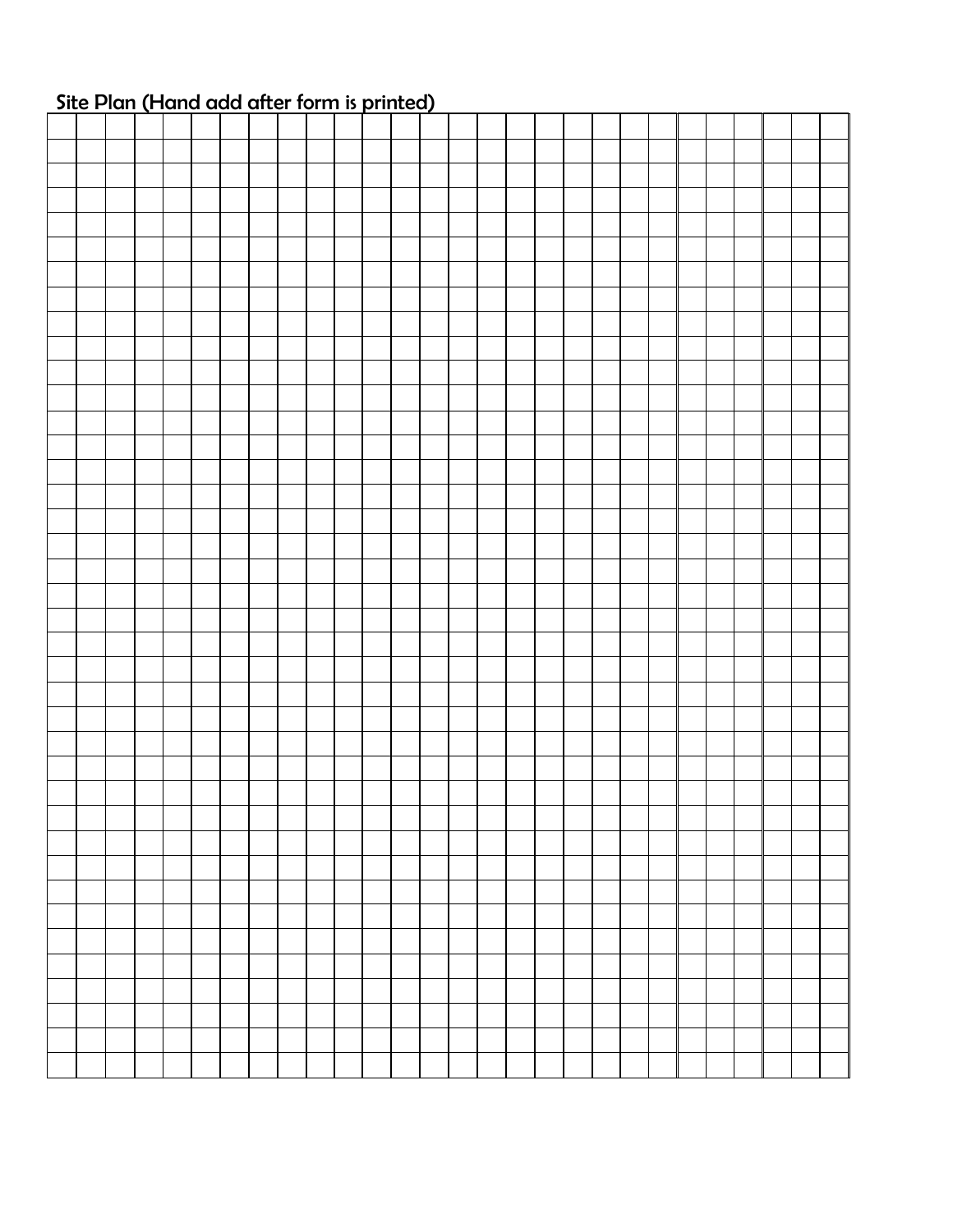Site Plan (Hand add after form is printed)